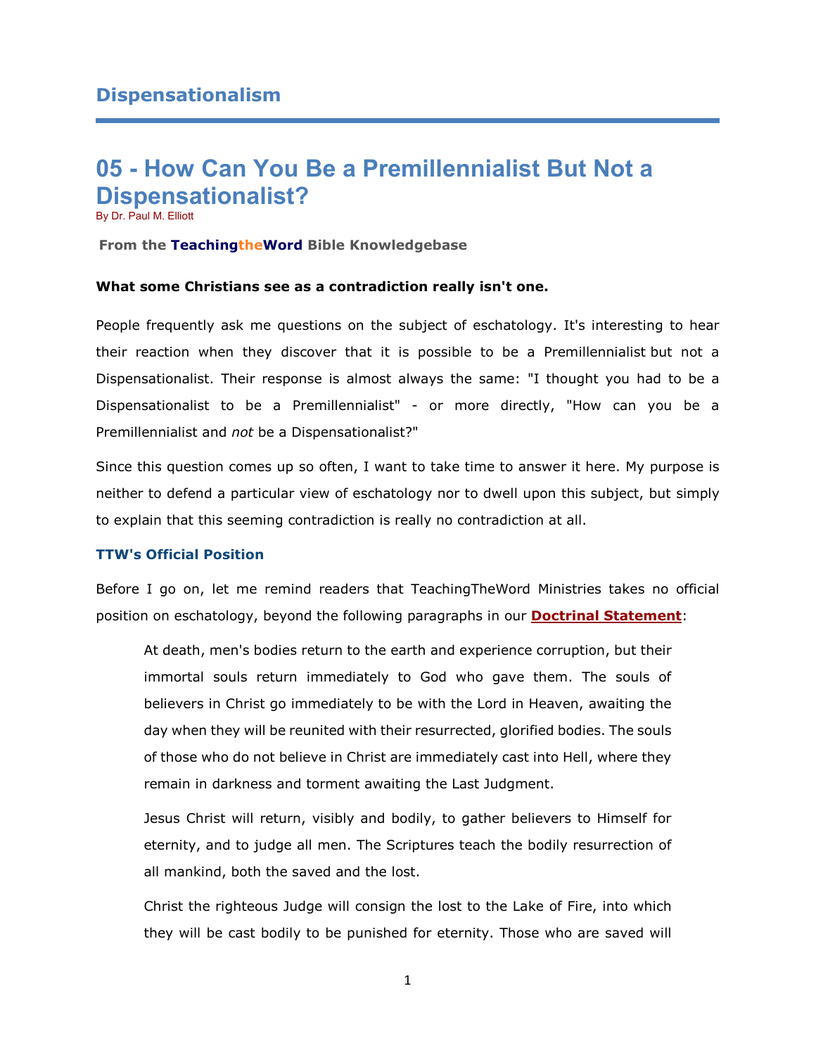## Dispensationalism

# 05 - How Can You Be a Premillennialist But Not a Dispensationalist?

By Dr. Paul M. Elliott

**From the TeachingtheWord Bible Knowledgebase**

**What some Christians see as a contradiction really isn't one.**

People frequently ask me questions on the subject of eschatology. It's interesting to hear their reaction when they discover that it is possible to be a Premillennialist but not a Dispensationalist. Their response is almost always the same: "I thought you had to be a Dispensationalist to be a Premillennialist" - or more directly, "How can you be a Premillennialist and *not* be a Dispensationalist?"

Since this question comes up so often, I want to take time to answer it here. My purpose is neither to defend a particular view of eschatology nor to dwell upon this subject, but simply to explain that this seeming contradiction is really no contradiction at all.

### TTW's Official Position

Before I go on, let me remind readers that TeachingTheWord Ministries takes no official position on eschatology, beyond the following paragraphs in our **Doctrinal Statement**:

> At death, men's bodies return to the earth and experience corruption, but their immortal souls return immediately to God who gave them. The souls of believers in Christ go immediately to be with the Lord in Heaven, awaiting the day when they will be reunited with their resurrected, glorified bodies. The souls of those who do not believe in Christ are immediately cast into Hell, where they remain in darkness and torment awaiting the Last Judgment.
>
> Jesus Christ will return, visibly and bodily, to gather believers to Himself for eternity, and to judge all men. The Scriptures teach the bodily resurrection of all mankind, both the saved and the lost.
>
> Christ the righteous Judge will consign the lost to the Lake of Fire, into which they will be cast bodily to be punished for eternity. Those who are saved will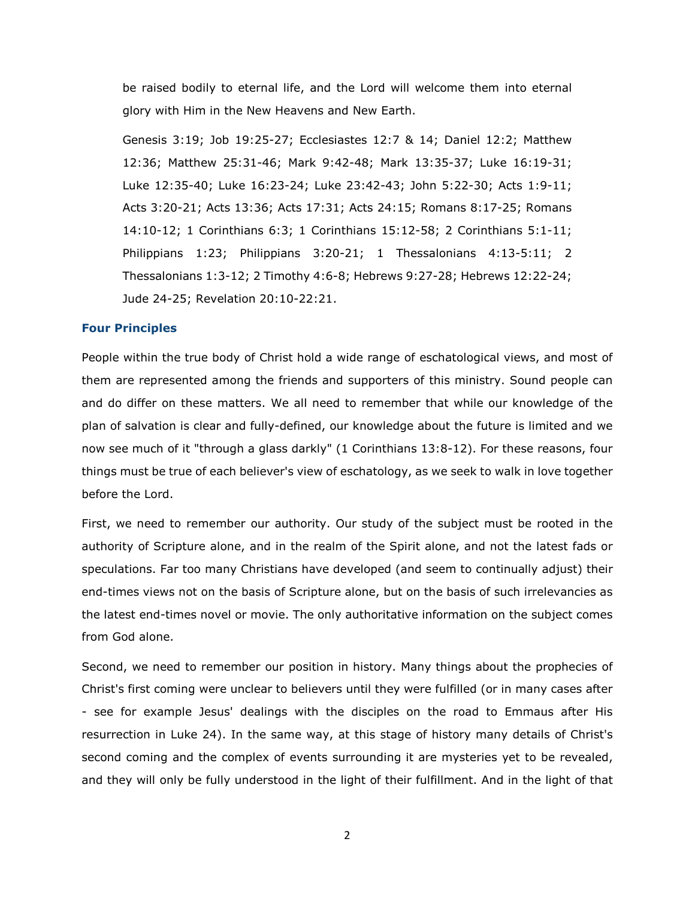be raised bodily to eternal life, and the Lord will welcome them into eternal glory with Him in the New Heavens and New Earth.

Genesis 3:19; Job 19:25-27; Ecclesiastes 12:7 & 14; Daniel 12:2; Matthew 12:36; Matthew 25:31-46; Mark 9:42-48; Mark 13:35-37; Luke 16:19-31; Luke 12:35-40; Luke 16:23-24; Luke 23:42-43; John 5:22-30; Acts 1:9-11; Acts 3:20-21; Acts 13:36; Acts 17:31; Acts 24:15; Romans 8:17-25; Romans 14:10-12; 1 Corinthians 6:3; 1 Corinthians 15:12-58; 2 Corinthians 5:1-11; Philippians 1:23; Philippians 3:20-21; 1 Thessalonians 4:13-5:11; 2 Thessalonians 1:3-12; 2 Timothy 4:6-8; Hebrews 9:27-28; Hebrews 12:22-24; Jude 24-25; Revelation 20:10-22:21.

### Four Principles

People within the true body of Christ hold a wide range of eschatological views, and most of them are represented among the friends and supporters of this ministry. Sound people can and do differ on these matters. We all need to remember that while our knowledge of the plan of salvation is clear and fully-defined, our knowledge about the future is limited and we now see much of it "through a glass darkly" (1 Corinthians 13:8-12). For these reasons, four things must be true of each believer's view of eschatology, as we seek to walk in love together before the Lord.

First, we need to remember our authority. Our study of the subject must be rooted in the authority of Scripture alone, and in the realm of the Spirit alone, and not the latest fads or speculations. Far too many Christians have developed (and seem to continually adjust) their end-times views not on the basis of Scripture alone, but on the basis of such irrelevancies as the latest end-times novel or movie. The only authoritative information on the subject comes from God alone.

Second, we need to remember our position in history. Many things about the prophecies of Christ's first coming were unclear to believers until they were fulfilled (or in many cases after - see for example Jesus' dealings with the disciples on the road to Emmaus after His resurrection in Luke 24). In the same way, at this stage of history many details of Christ's second coming and the complex of events surrounding it are mysteries yet to be revealed, and they will only be fully understood in the light of their fulfillment. And in the light of that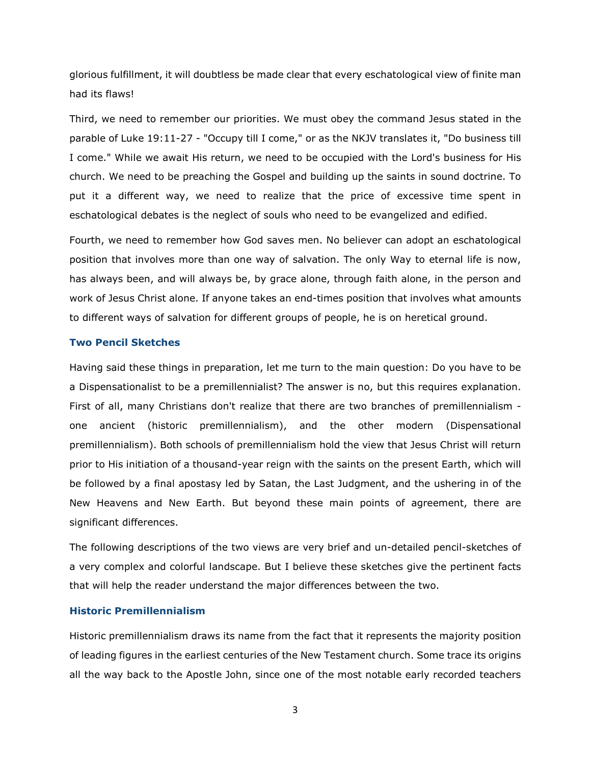glorious fulfillment, it will doubtless be made clear that every eschatological view of finite man had its flaws!

Third, we need to remember our priorities. We must obey the command Jesus stated in the parable of Luke 19:11-27 - "Occupy till I come," or as the NKJV translates it, "Do business till I come." While we await His return, we need to be occupied with the Lord's business for His church. We need to be preaching the Gospel and building up the saints in sound doctrine. To put it a different way, we need to realize that the price of excessive time spent in eschatological debates is the neglect of souls who need to be evangelized and edified.

Fourth, we need to remember how God saves men. No believer can adopt an eschatological position that involves more than one way of salvation. The only Way to eternal life is now, has always been, and will always be, by grace alone, through faith alone, in the person and work of Jesus Christ alone. If anyone takes an end-times position that involves what amounts to different ways of salvation for different groups of people, he is on heretical ground.

### Two Pencil Sketches

Having said these things in preparation, let me turn to the main question: Do you have to be a Dispensationalist to be a premillennialist? The answer is no, but this requires explanation. First of all, many Christians don't realize that there are two branches of premillennialism - one ancient (historic premillennialism), and the other modern (Dispensational premillennialism). Both schools of premillennialism hold the view that Jesus Christ will return prior to His initiation of a thousand-year reign with the saints on the present Earth, which will be followed by a final apostasy led by Satan, the Last Judgment, and the ushering in of the New Heavens and New Earth. But beyond these main points of agreement, there are significant differences.

The following descriptions of the two views are very brief and un-detailed pencil-sketches of a very complex and colorful landscape. But I believe these sketches give the pertinent facts that will help the reader understand the major differences between the two.

### Historic Premillennialism

Historic premillennialism draws its name from the fact that it represents the majority position of leading figures in the earliest centuries of the New Testament church. Some trace its origins all the way back to the Apostle John, since one of the most notable early recorded teachers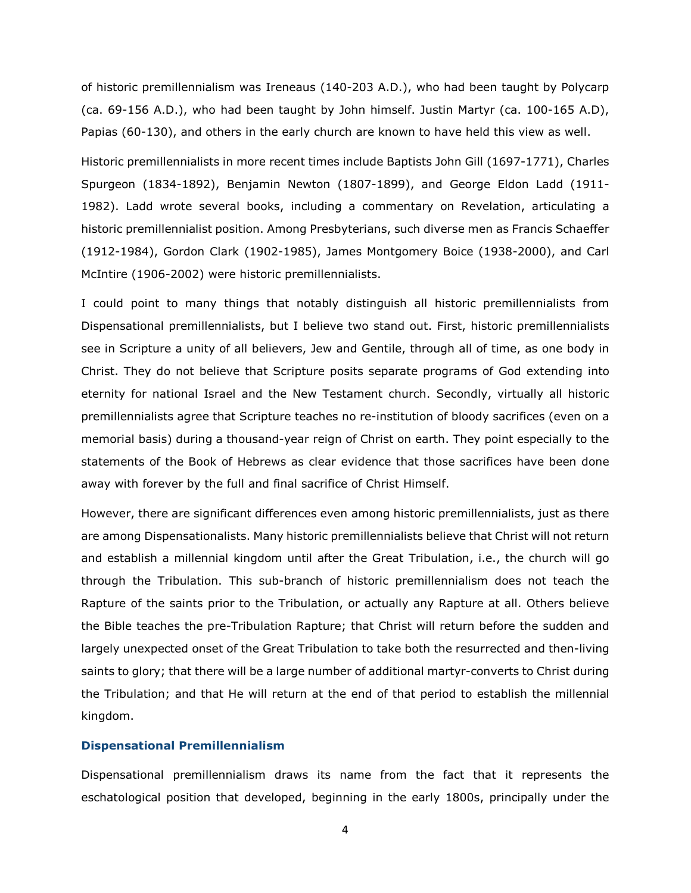of historic premillennialism was Ireneaus (140-203 A.D.), who had been taught by Polycarp (ca. 69-156 A.D.), who had been taught by John himself. Justin Martyr (ca. 100-165 A.D), Papias (60-130), and others in the early church are known to have held this view as well.

Historic premillennialists in more recent times include Baptists John Gill (1697-1771), Charles Spurgeon (1834-1892), Benjamin Newton (1807-1899), and George Eldon Ladd (1911-1982). Ladd wrote several books, including a commentary on Revelation, articulating a historic premillennialist position. Among Presbyterians, such diverse men as Francis Schaeffer (1912-1984), Gordon Clark (1902-1985), James Montgomery Boice (1938-2000), and Carl McIntire (1906-2002) were historic premillennialists.

I could point to many things that notably distinguish all historic premillennialists from Dispensational premillennialists, but I believe two stand out. First, historic premillennialists see in Scripture a unity of all believers, Jew and Gentile, through all of time, as one body in Christ. They do not believe that Scripture posits separate programs of God extending into eternity for national Israel and the New Testament church. Secondly, virtually all historic premillennialists agree that Scripture teaches no re-institution of bloody sacrifices (even on a memorial basis) during a thousand-year reign of Christ on earth. They point especially to the statements of the Book of Hebrews as clear evidence that those sacrifices have been done away with forever by the full and final sacrifice of Christ Himself.

However, there are significant differences even among historic premillennialists, just as there are among Dispensationalists. Many historic premillennialists believe that Christ will not return and establish a millennial kingdom until after the Great Tribulation, i.e., the church will go through the Tribulation. This sub-branch of historic premillennialism does not teach the Rapture of the saints prior to the Tribulation, or actually any Rapture at all. Others believe the Bible teaches the pre-Tribulation Rapture; that Christ will return before the sudden and largely unexpected onset of the Great Tribulation to take both the resurrected and then-living saints to glory; that there will be a large number of additional martyr-converts to Christ during the Tribulation; and that He will return at the end of that period to establish the millennial kingdom.

### Dispensational Premillennialism

Dispensational premillennialism draws its name from the fact that it represents the eschatological position that developed, beginning in the early 1800s, principally under the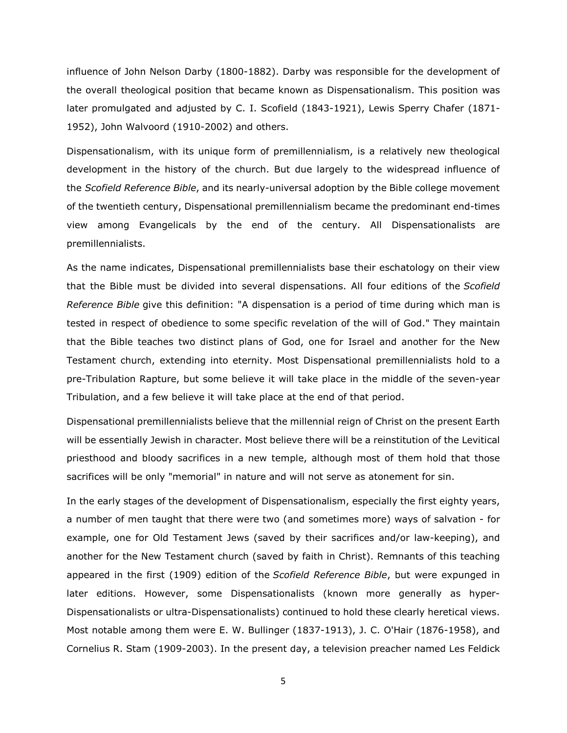influence of John Nelson Darby (1800-1882). Darby was responsible for the development of the overall theological position that became known as Dispensationalism. This position was later promulgated and adjusted by C. I. Scofield (1843-1921), Lewis Sperry Chafer (1871-1952), John Walvoord (1910-2002) and others.

Dispensationalism, with its unique form of premillennialism, is a relatively new theological development in the history of the church. But due largely to the widespread influence of the *Scofield Reference Bible*, and its nearly-universal adoption by the Bible college movement of the twentieth century, Dispensational premillennialism became the predominant end-times view among Evangelicals by the end of the century. All Dispensationalists are premillennialists.

As the name indicates, Dispensational premillennialists base their eschatology on their view that the Bible must be divided into several dispensations. All four editions of the *Scofield Reference Bible* give this definition: "A dispensation is a period of time during which man is tested in respect of obedience to some specific revelation of the will of God." They maintain that the Bible teaches two distinct plans of God, one for Israel and another for the New Testament church, extending into eternity. Most Dispensational premillennialists hold to a pre-Tribulation Rapture, but some believe it will take place in the middle of the seven-year Tribulation, and a few believe it will take place at the end of that period.

Dispensational premillennialists believe that the millennial reign of Christ on the present Earth will be essentially Jewish in character. Most believe there will be a reinstitution of the Levitical priesthood and bloody sacrifices in a new temple, although most of them hold that those sacrifices will be only "memorial" in nature and will not serve as atonement for sin.

In the early stages of the development of Dispensationalism, especially the first eighty years, a number of men taught that there were two (and sometimes more) ways of salvation - for example, one for Old Testament Jews (saved by their sacrifices and/or law-keeping), and another for the New Testament church (saved by faith in Christ). Remnants of this teaching appeared in the first (1909) edition of the *Scofield Reference Bible*, but were expunged in later editions. However, some Dispensationalists (known more generally as hyper-Dispensationalists or ultra-Dispensationalists) continued to hold these clearly heretical views. Most notable among them were E. W. Bullinger (1837-1913), J. C. O'Hair (1876-1958), and Cornelius R. Stam (1909-2003). In the present day, a television preacher named Les Feldick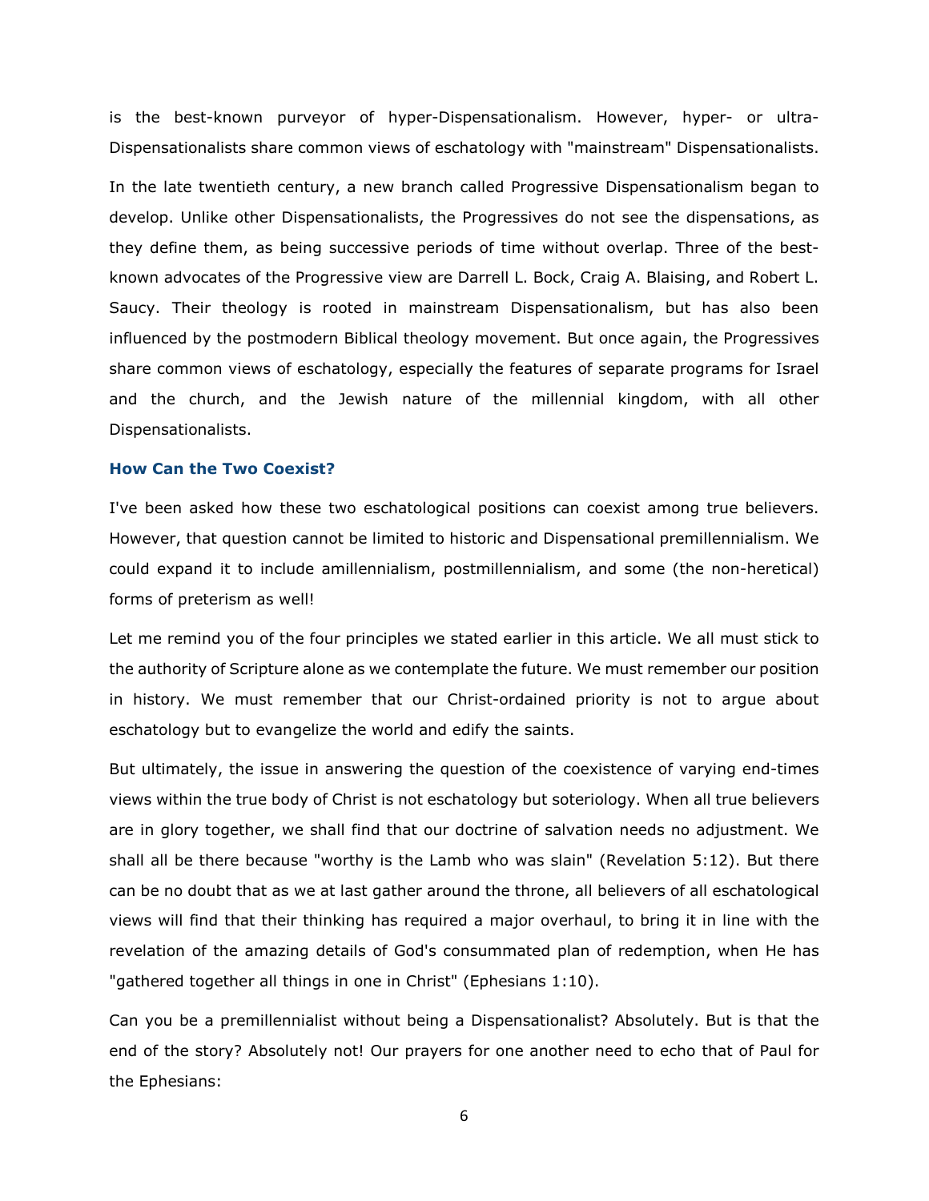is the best-known purveyor of hyper-Dispensationalism. However, hyper- or ultra-Dispensationalists share common views of eschatology with "mainstream" Dispensationalists.

In the late twentieth century, a new branch called Progressive Dispensationalism began to develop. Unlike other Dispensationalists, the Progressives do not see the dispensations, as they define them, as being successive periods of time without overlap. Three of the best-known advocates of the Progressive view are Darrell L. Bock, Craig A. Blaising, and Robert L. Saucy. Their theology is rooted in mainstream Dispensationalism, but has also been influenced by the postmodern Biblical theology movement. But once again, the Progressives share common views of eschatology, especially the features of separate programs for Israel and the church, and the Jewish nature of the millennial kingdom, with all other Dispensationalists.

### How Can the Two Coexist?

I've been asked how these two eschatological positions can coexist among true believers. However, that question cannot be limited to historic and Dispensational premillennialism. We could expand it to include amillennialism, postmillennialism, and some (the non-heretical) forms of preterism as well!

Let me remind you of the four principles we stated earlier in this article. We all must stick to the authority of Scripture alone as we contemplate the future. We must remember our position in history. We must remember that our Christ-ordained priority is not to argue about eschatology but to evangelize the world and edify the saints.

But ultimately, the issue in answering the question of the coexistence of varying end-times views within the true body of Christ is not eschatology but soteriology. When all true believers are in glory together, we shall find that our doctrine of salvation needs no adjustment. We shall all be there because "worthy is the Lamb who was slain" (Revelation 5:12). But there can be no doubt that as we at last gather around the throne, all believers of all eschatological views will find that their thinking has required a major overhaul, to bring it in line with the revelation of the amazing details of God's consummated plan of redemption, when He has "gathered together all things in one in Christ" (Ephesians 1:10).

Can you be a premillennialist without being a Dispensationalist? Absolutely. But is that the end of the story? Absolutely not! Our prayers for one another need to echo that of Paul for the Ephesians: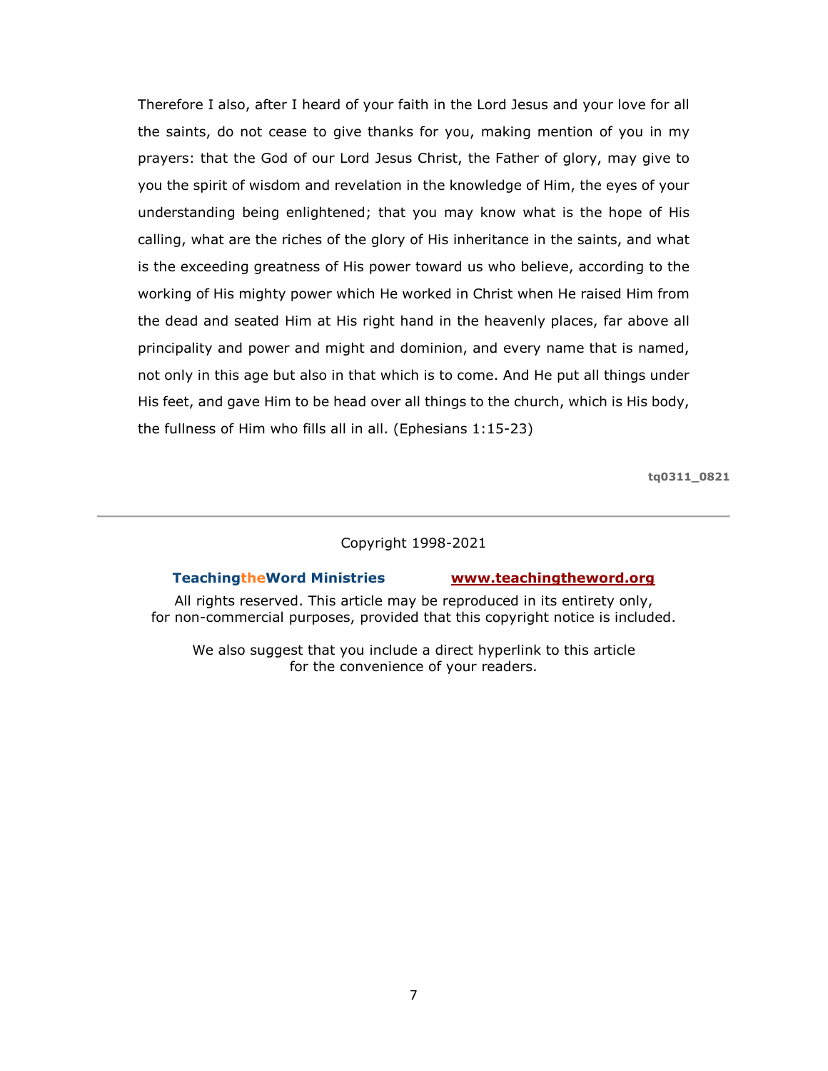Therefore I also, after I heard of your faith in the Lord Jesus and your love for all the saints, do not cease to give thanks for you, making mention of you in my prayers: that the God of our Lord Jesus Christ, the Father of glory, may give to you the spirit of wisdom and revelation in the knowledge of Him, the eyes of your understanding being enlightened; that you may know what is the hope of His calling, what are the riches of the glory of His inheritance in the saints, and what is the exceeding greatness of His power toward us who believe, according to the working of His mighty power which He worked in Christ when He raised Him from the dead and seated Him at His right hand in the heavenly places, far above all principality and power and might and dominion, and every name that is named, not only in this age but also in that which is to come. And He put all things under His feet, and gave Him to be head over all things to the church, which is His body, the fullness of Him who fills all in all. (Ephesians 1:15-23)

**tq0311_0821**

---

Copyright 1998-2021

**TeachingtheWord Ministries** **www.teachingtheword.org**

All rights reserved. This article may be reproduced in its entirety only, for non-commercial purposes, provided that this copyright notice is included.

We also suggest that you include a direct hyperlink to this article for the convenience of your readers.